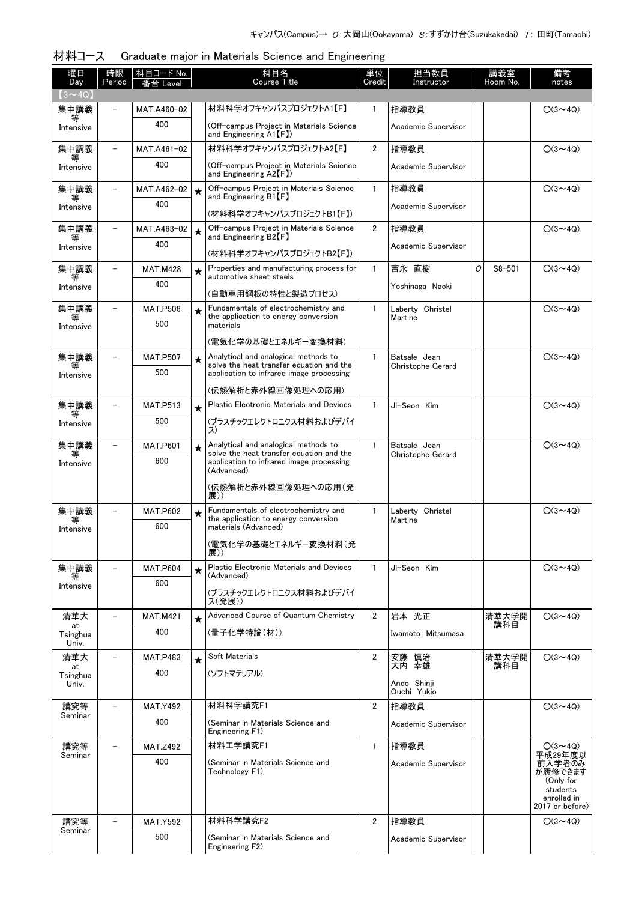キャンパス(Campus)→ O:大岡山(Ookayama) S:すずかけ台(Suzukakedai) T: 田町(Tamachi)

## 材料コース　Graduate major in Materials Science and Engineering

| 曜日 Day | 時限 Period | 科目コード No. 番台 Level | | 科目名 Course Title | 単位 Credit | 担当教員 Instructor | 講義室 Room No. | | 備考 notes |
|---|---|---|---|---|---|---|---|---|---|
| 【3～4Q】 | | | | | | | | | |
| 集中講義等 Intensive | – | MAT.A460-02 400 | | 材料科学オフキャンパスプロジェクトA1【F】 (Off-campus Project in Materials Science and Engineering A1【F】) | 1 | 指導教員 Academic Supervisor | | | ○(3～4Q) |
| 集中講義等 Intensive | – | MAT.A461-02 400 | | 材料科学オフキャンパスプロジェクトA2【F】 (Off-campus Project in Materials Science and Engineering A2【F】) | 2 | 指導教員 Academic Supervisor | | | ○(3～4Q) |
| 集中講義等 Intensive | – | MAT.A462-02 400 | ★ | Off-campus Project in Materials Science and Engineering B1【F】 (材料科学オフキャンパスプロジェクトB1【F】) | 1 | 指導教員 Academic Supervisor | | | ○(3～4Q) |
| 集中講義等 Intensive | – | MAT.A463-02 400 | ★ | Off-campus Project in Materials Science and Engineering B2【F】 (材料科学オフキャンパスプロジェクトB2【F】) | 2 | 指導教員 Academic Supervisor | | | ○(3～4Q) |
| 集中講義等 Intensive | – | MAT.M428 400 | ★ | Properties and manufacturing process for automotive sheet steels (自動車用鋼板の特性と製造プロセス) | 1 | 吉永 直樹 Yoshinaga Naoki | O | S8-501 | ○(3～4Q) |
| 集中講義等 Intensive | – | MAT.P506 500 | ★ | Fundamentals of electrochemistry and the application to energy conversion materials (電気化学の基礎とエネルギー変換材料) | 1 | Laberty Christel Martine | | | ○(3～4Q) |
| 集中講義等 Intensive | – | MAT.P507 500 | ★ | Analytical and analogical methods to solve the heat transfer equation and the application to infrared image processing (伝熱解析と赤外線画像処理への応用) | 1 | Batsale Jean Christophe Gerard | | | ○(3～4Q) |
| 集中講義等 Intensive | – | MAT.P513 500 | ★ | Plastic Electronic Materials and Devices (プラスチックエレクトロニクス材料およびデバイス) | 1 | Ji-Seon Kim | | | ○(3～4Q) |
| 集中講義等 Intensive | – | MAT.P601 600 | ★ | Analytical and analogical methods to solve the heat transfer equation and the application to infrared image processing (Advanced) (伝熱解析と赤外線画像処理への応用(発展)) | 1 | Batsale Jean Christophe Gerard | | | ○(3～4Q) |
| 集中講義等 Intensive | – | MAT.P602 600 | ★ | Fundamentals of electrochemistry and the application to energy conversion materials (Advanced) (電気化学の基礎とエネルギー変換材料(発展)) | 1 | Laberty Christel Martine | | | ○(3～4Q) |
| 集中講義等 Intensive | – | MAT.P604 600 | ★ | Plastic Electronic Materials and Devices (Advanced) (プラスチックエレクトロニクス材料およびデバイス(発展)) | 1 | Ji-Seon Kim | | | ○(3～4Q) |
| 清華大 at Tsinghua Univ. | – | MAT.M421 400 | ★ | Advanced Course of Quantum Chemistry (量子化学特論(材)) | 2 | 岩本 光正 Iwamoto Mitsumasa | | 清華大学開講科目 | ○(3～4Q) |
| 清華大 at Tsinghua Univ. | – | MAT.P483 400 | ★ | Soft Materials (ソフトマテリアル) | 2 | 安藤 慎治 大内 幸雄 Ando Shinji Ouchi Yukio | | 清華大学開講科目 | ○(3～4Q) |
| 講究等 Seminar | – | MAT.Y492 400 | | 材料科学講究F1 (Seminar in Materials Science and Engineering F1) | 2 | 指導教員 Academic Supervisor | | | ○(3～4Q) |
| 講究等 Seminar | – | MAT.Z492 400 | | 材料工学講究F1 (Seminar in Materials Science and Technology F1) | 1 | 指導教員 Academic Supervisor | | | ○(3～4Q) 平成29年度以前入学者のみが履修できます (Only for students enrolled in 2017 or before) |
| 講究等 Seminar | – | MAT.Y592 500 | | 材料科学講究F2 (Seminar in Materials Science and Engineering F2) | 2 | 指導教員 Academic Supervisor | | | ○(3～4Q) |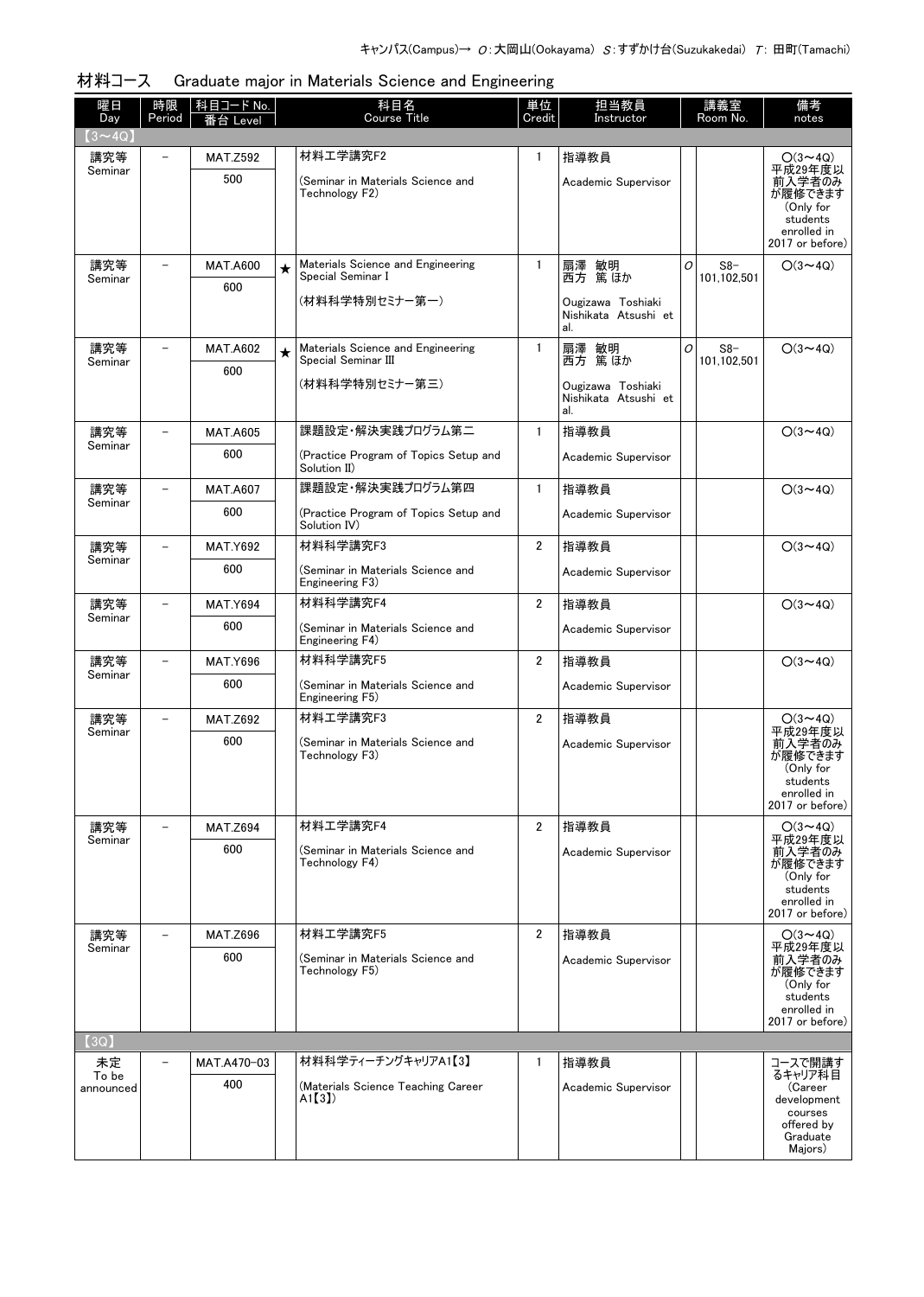キャンパス(Campus)→ O:大岡山(Ookayama) S:すずかけ台(Suzukakedai) T: 田町(Tamachi)

## 材料コース　Graduate major in Materials Science and Engineering

| 曜日 Day | 時限 Period | 科目コード No. 番台 Level | | 科目名 Course Title | 単位 Credit | 担当教員 Instructor | 講義室 Room No. | | 備考 notes |
|---|---|---|---|---|---|---|---|---|---|
| 【3～4Q】 | | | | | | | | | |
| 講究等 Seminar | － | MAT.Z592 500 | | 材料工学講究F2 (Seminar in Materials Science and Technology F2) | 1 | 指導教員 Academic Supervisor | | | ○(3～4Q) 平成29年度以前入学者のみが履修できます (Only for students enrolled in 2017 or before) |
| 講究等 Seminar | － | MAT.A600 600 | ★ | Materials Science and Engineering Special Seminar I (材料科学特別セミナー第一) | 1 | 扇澤 敏明 西方 篤 ほか Ougizawa Toshiaki Nishikata Atsushi et al. | O | S8-101,102,501 | ○(3～4Q) |
| 講究等 Seminar | － | MAT.A602 600 | ★ | Materials Science and Engineering Special Seminar III (材料科学特別セミナー第三) | 1 | 扇澤 敏明 西方 篤 ほか Ougizawa Toshiaki Nishikata Atsushi et al. | O | S8-101,102,501 | ○(3～4Q) |
| 講究等 Seminar | － | MAT.A605 600 | | 課題設定・解決実践プログラム第二 (Practice Program of Topics Setup and Solution II) | 1 | 指導教員 Academic Supervisor | | | ○(3～4Q) |
| 講究等 Seminar | － | MAT.A607 600 | | 課題設定・解決実践プログラム第四 (Practice Program of Topics Setup and Solution IV) | 1 | 指導教員 Academic Supervisor | | | ○(3～4Q) |
| 講究等 Seminar | － | MAT.Y692 600 | | 材料科学講究F3 (Seminar in Materials Science and Engineering F3) | 2 | 指導教員 Academic Supervisor | | | ○(3～4Q) |
| 講究等 Seminar | － | MAT.Y694 600 | | 材料科学講究F4 (Seminar in Materials Science and Engineering F4) | 2 | 指導教員 Academic Supervisor | | | ○(3～4Q) |
| 講究等 Seminar | － | MAT.Y696 600 | | 材料科学講究F5 (Seminar in Materials Science and Engineering F5) | 2 | 指導教員 Academic Supervisor | | | ○(3～4Q) |
| 講究等 Seminar | － | MAT.Z692 600 | | 材料工学講究F3 (Seminar in Materials Science and Technology F3) | 2 | 指導教員 Academic Supervisor | | | ○(3～4Q) 平成29年度以前入学者のみが履修できます (Only for students enrolled in 2017 or before) |
| 講究等 Seminar | － | MAT.Z694 600 | | 材料工学講究F4 (Seminar in Materials Science and Technology F4) | 2 | 指導教員 Academic Supervisor | | | ○(3～4Q) 平成29年度以前入学者のみが履修できます (Only for students enrolled in 2017 or before) |
| 講究等 Seminar | － | MAT.Z696 600 | | 材料工学講究F5 (Seminar in Materials Science and Technology F5) | 2 | 指導教員 Academic Supervisor | | | ○(3～4Q) 平成29年度以前入学者のみが履修できます (Only for students enrolled in 2017 or before) |
| 【3Q】 | | | | | | | | | |
| 未定 To be announced | － | MAT.A470-03 400 | | 材料科学ティーチングキャリアA1【3】 (Materials Science Teaching Career A1【3】) | 1 | 指導教員 Academic Supervisor | | | コースで開講するキャリア科目 (Career development courses offered by Graduate Majors) |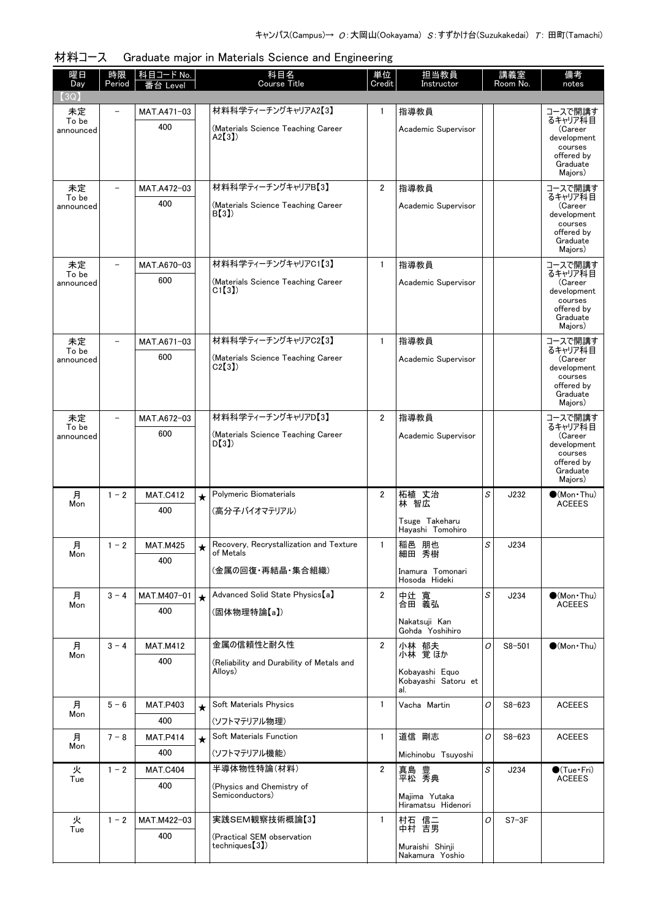キャンパス(Campus)→ O：大岡山(Ookayama) S：すずかけ台(Suzukakedai) T：田町(Tamachi)

## 材料コース　Graduate major in Materials Science and Engineering

| 曜日 Day | 時限 Period | 科目コード No. 番台 Level | | 科目名 Course Title | 単位 Credit | 担当教員 Instructor | 講義室 Room No. | | 備考 notes |
|---|---|---|---|---|---|---|---|---|---|
| 【3Q】 | | | | | | | | | |
| 未定 To be announced | － | MAT.A471-03 400 | | 材料科学ティーチングキャリアA2【3】 (Materials Science Teaching Career A2【3】) | 1 | 指導教員 Academic Supervisor | | | コースで開講するキャリア科目 (Career development courses offered by Graduate Majors) |
| 未定 To be announced | － | MAT.A472-03 400 | | 材料科学ティーチングキャリアB【3】 (Materials Science Teaching Career B【3】) | 2 | 指導教員 Academic Supervisor | | | コースで開講するキャリア科目 (Career development courses offered by Graduate Majors) |
| 未定 To be announced | － | MAT.A670-03 600 | | 材料科学ティーチングキャリアC1【3】 (Materials Science Teaching Career C1【3】) | 1 | 指導教員 Academic Supervisor | | | コースで開講するキャリア科目 (Career development courses offered by Graduate Majors) |
| 未定 To be announced | － | MAT.A671-03 600 | | 材料科学ティーチングキャリアC2【3】 (Materials Science Teaching Career C2【3】) | 1 | 指導教員 Academic Supervisor | | | コースで開講するキャリア科目 (Career development courses offered by Graduate Majors) |
| 未定 To be announced | － | MAT.A672-03 600 | | 材料科学ティーチングキャリアD【3】 (Materials Science Teaching Career D【3】) | 2 | 指導教員 Academic Supervisor | | | コースで開講するキャリア科目 (Career development courses offered by Graduate Majors) |
| 月 Mon | 1－2 | MAT.C412 400 | ★ | Polymeric Biomaterials (高分子バイオマテリアル) | 2 | 柘植 丈治 林 智広 Tsuge Takeharu Hayashi Tomohiro | S | J232 | ●(Mon・Thu) ACEEES |
| 月 Mon | 1－2 | MAT.M425 400 | ★ | Recovery, Recrystallization and Texture of Metals (金属の回復・再結晶・集合組織) | 1 | 稲邑 朋也 細田 秀樹 Inamura Tomonari Hosoda Hideki | S | J234 | |
| 月 Mon | 3－4 | MAT.M407-01 400 | ★ | Advanced Solid State Physics【a】 (固体物理特論【a】) | 2 | 中辻 寬 合田 義弘 Nakatsuji Kan Gohda Yoshihiro | S | J234 | ●(Mon・Thu) ACEEES |
| 月 Mon | 3－4 | MAT.M412 400 | | 金属の信頼性と耐久性 (Reliability and Durability of Metals and Alloys) | 2 | 小林 郁夫 小林 覚 ほか Kobayashi Equo Kobayashi Satoru et al. | O | S8-501 | ●(Mon・Thu) |
| 月 Mon | 5－6 | MAT.P403 400 | ★ | Soft Materials Physics (ソフトマテリアル物理) | 1 | Vacha Martin | O | S8-623 | ACEEES |
| 月 Mon | 7－8 | MAT.P414 400 | ★ | Soft Materials Function (ソフトマテリアル機能) | 1 | 道信 剛志 Michinobu Tsuyoshi | O | S8-623 | ACEEES |
| 火 Tue | 1－2 | MAT.C404 400 | | 半導体物性特論(材料) (Physics and Chemistry of Semiconductors) | 2 | 真島 豊 平松 秀典 Majima Yutaka Hiramatsu Hidenori | S | J234 | ●(Tue・Fri) ACEEES |
| 火 Tue | 1－2 | MAT.M422-03 400 | | 実践SEM観察技術概論【3】 (Practical SEM observation techniques【3】) | 1 | 村石 信二 中村 吉男 Muraishi Shinji Nakamura Yoshio | O | S7-3F | |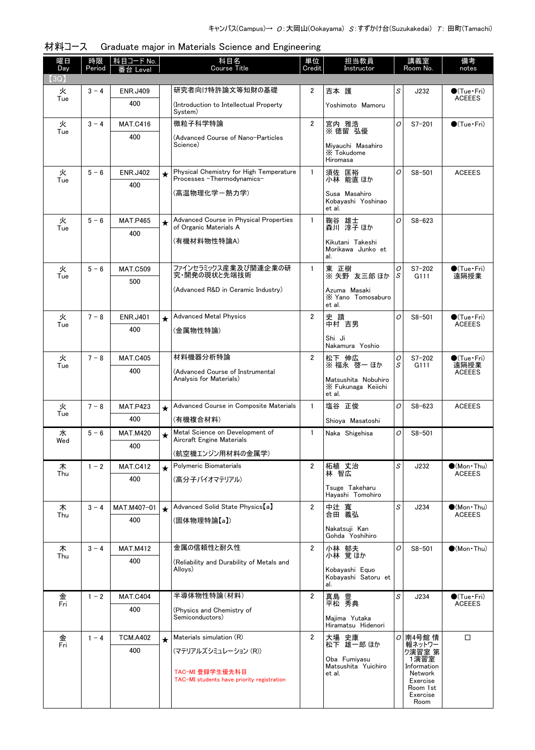キャンパス(Campus)→ O:大岡山(Ookayama) S:すずかけ台(Suzukakedai) T: 田町(Tamachi)

## 材料コース　Graduate major in Materials Science and Engineering

| 曜日 Day | 時限 Period | 科目コード No. 番台 Level | | 科目名 Course Title | 単位 Credit | 担当教員 Instructor | | 講義室 Room No. | 備考 notes |
|---|---|---|---|---|---|---|---|---|---|
| 【3Q】 | | | | | | | | | |
| 火 Tue | 3 - 4 | ENR.J409 400 | | 研究者向け特許論文等知財の基礎 (Introduction to Intellectual Property System) | 2 | 吉本 護 Yoshimoto Mamoru | S | J232 | ●(Tue・Fri) ACEEES |
| 火 Tue | 3 - 4 | MAT.C416 400 | | 微粒子科学特論 (Advanced Course of Nano-Particles Science) | 2 | 宮内 雅浩 ※ 徳留 弘優 Miyauchi Masahiro ※ Tokudome Hiromasa | O | S7-201 | ●(Tue・Fri) |
| 火 Tue | 5 - 6 | ENR.J402 400 | ★ | Physical Chemistry for High Temperature Processes -Thermodynamics- (高温物理化学ー熱力学) | 1 | 須佐 匡裕 小林 能直 ほか Susa Masahiro Kobayashi Yoshinao et al. | O | S8-501 | ACEEES |
| 火 Tue | 5 - 6 | MAT.P465 400 | ★ | Advanced Course in Physical Properties of Organic Materials A (有機材料物性特論A) | 1 | 鞠谷 雄士 森川 淳子 ほか Kikutani Takeshi Morikawa Junko et al. | O | S8-623 | |
| 火 Tue | 5 - 6 | MAT.C509 500 | | ファインセラミックス産業及び関連企業の研究・開発の現状と先端技術 (Advanced R&D in Ceramic Industry) | 1 | 東 正樹 ※ 矢野 友三郎 ほか Azuma Masaki ※ Yano Tomosaburo et al. | O S | S7-202 G111 | ●(Tue・Fri) 遠隔授業 |
| 火 Tue | 7 - 8 | ENR.J401 400 | ★ | Advanced Metal Physics (金属物性特論) | 2 | 史 蹟 中村 吉男 Shi Ji Nakamura Yoshio | O | S8-501 | ●(Tue・Fri) ACEEES |
| 火 Tue | 7 - 8 | MAT.C405 400 | | 材料機器分析特論 (Advanced Course of Instrumental Analysis for Materials) | 2 | 松下 伸広 ※ 福永 啓一 ほか Matsushita Nobuhiro ※ Fukunaga Keiichi et al. | O S | S7-202 G111 | ●(Tue・Fri) 遠隔授業 ACEEES |
| 火 Tue | 7 - 8 | MAT.P423 400 | ★ | Advanced Course in Composite Materials (有機複合材料) | 1 | 塩谷 正俊 Shioya Masatoshi | O | S8-623 | ACEEES |
| 水 Wed | 5 - 6 | MAT.M420 400 | ★ | Metal Science on Development of Aircraft Engine Materials (航空機エンジン用材料の金属学) | 1 | Naka Shigehisa | O | S8-501 | |
| 木 Thu | 1 - 2 | MAT.C412 400 | ★ | Polymeric Biomaterials (高分子バイオマテリアル) | 2 | 柘植 丈治 林 智広 Tsuge Takeharu Hayashi Tomohiro | S | J232 | ●(Mon・Thu) ACEEES |
| 木 Thu | 3 - 4 | MAT.M407-01 400 | ★ | Advanced Solid State Physics【a】 (固体物理特論【a】) | 2 | 中辻 寛 合田 義弘 Nakatsuji Kan Gohda Yoshihiro | S | J234 | ●(Mon・Thu) ACEEES |
| 木 Thu | 3 - 4 | MAT.M412 400 | | 金属の信頼性と耐久性 (Reliability and Durability of Metals and Alloys) | 2 | 小林 郁夫 小林 覚 ほか Kobayashi Equo Kobayashi Satoru et al. | O | S8-501 | ●(Mon・Thu) |
| 金 Fri | 1 - 2 | MAT.C404 400 | | 半導体物性特論(材料) (Physics and Chemistry of Semiconductors) | 2 | 眞島 豊 平松 秀典 Majima Yutaka Hiramatsu Hidenori | S | J234 | ●(Tue・Fri) ACEEES |
| 金 Fri | 1 - 4 | TCM.A402 400 | ★ | Materials simulation (R) (マテリアルズシミュレーション (R)) TAC-MI 登録学生優先科目 TAC-MI students have priority registration | 2 | 大場 史康 松下 雄一郎 ほか Oba Fumiyasu Matsushita Yuichiro et al. | O | 南4号館 情報ネットワーク演習室 第1演習室 Information Network Exercise Room 1st Exercise Room | □ |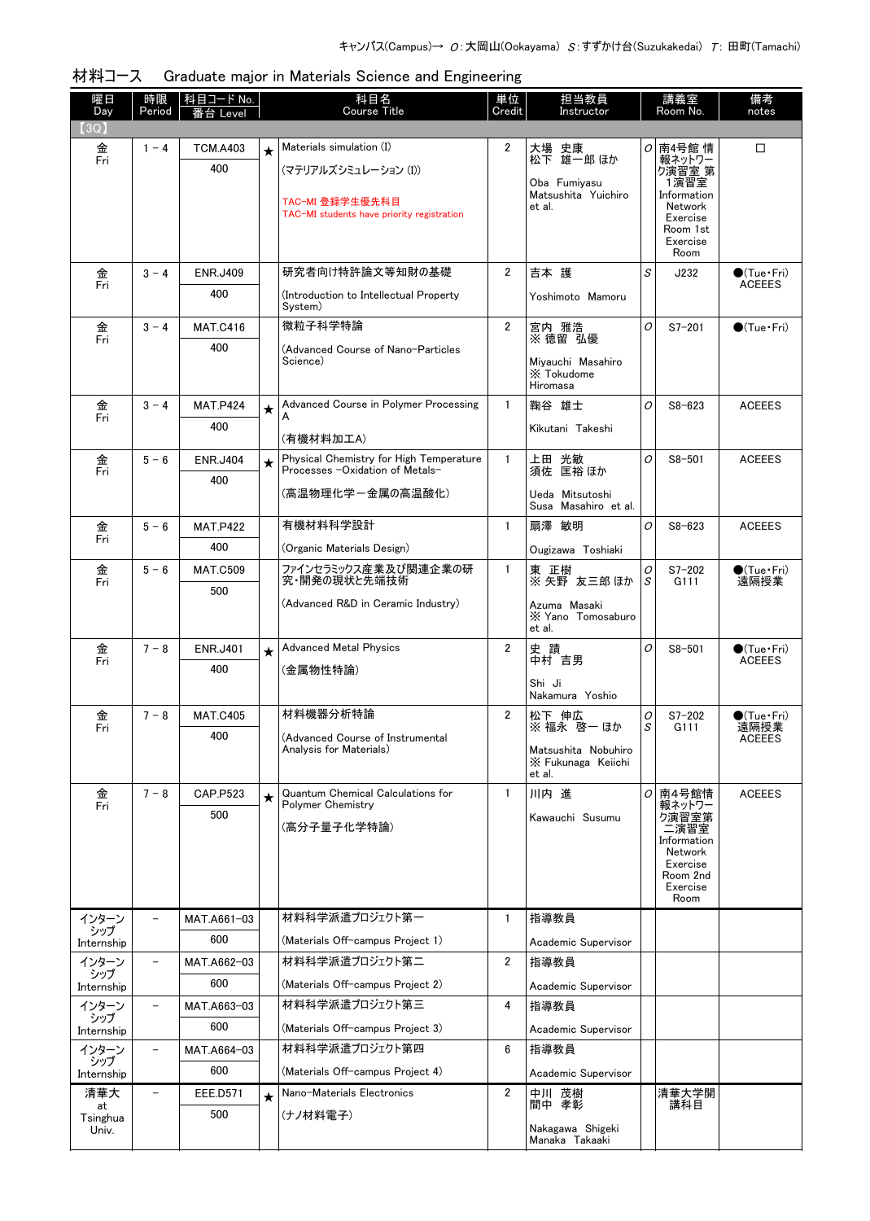キャンパス(Campus)→ O:大岡山(Ookayama) S:すずかけ台(Suzukakedai) T:田町(Tamachi)

## 材料コース　Graduate major in Materials Science and Engineering

| 曜日 Day | 時限 Period | 科目コード No. 番台 Level | | 科目名 Course Title | 単位 Credit | 担当教員 Instructor | | 講義室 Room No. | 備考 notes |
|---|---|---|---|---|---|---|---|---|---|
| 【3Q】 | | | | | | | | | |
| 金 Fri | 1－4 | TCM.A403 400 | ★ | Materials simulation (I) (マテリアルズシミュレーション (I)) TAC-MI 登録学生優先科目 TAC-MI students have priority registration | 2 | 大場 史康 松下 雄一郎 ほか Oba Fumiyasu Matsushita Yuichiro et al. | O | 南4号館 情報ネットワーク演習室 第1演習室 Information Network Exercise Room 1st Exercise Room | □ |
| 金 Fri | 3－4 | ENR.J409 400 | | 研究者向け特許論文等知財の基礎 (Introduction to Intellectual Property System) | 2 | 吉本 護 Yoshimoto Mamoru | S | J232 | ●(Tue・Fri) ACEEES |
| 金 Fri | 3－4 | MAT.C416 400 | | 微粒子科学特論 (Advanced Course of Nano-Particles Science) | 2 | 宮内 雅浩 ※ 徳留 弘優 Miyauchi Masahiro ※ Tokudome Hiromasa | O | S7-201 | ●(Tue・Fri) |
| 金 Fri | 3－4 | MAT.P424 400 | ★ | Advanced Course in Polymer Processing A (有機材料加工A) | 1 | 鞠谷 雄士 Kikutani Takeshi | O | S8-623 | ACEEES |
| 金 Fri | 5－6 | ENR.J404 400 | ★ | Physical Chemistry for High Temperature Processes -Oxidation of Metals- (高温物理化学ー金属の高温酸化) | 1 | 上田 光敏 須佐 匡裕 ほか Ueda Mitsutoshi Susa Masahiro et al. | O | S8-501 | ACEEES |
| 金 Fri | 5－6 | MAT.P422 400 | | 有機材料科学設計 (Organic Materials Design) | 1 | 扇澤 敏明 Ougizawa Toshiaki | O | S8-623 | ACEEES |
| 金 Fri | 5－6 | MAT.C509 500 | | ファインセラミックス産業及び関連企業の研究・開発の現状と先端技術 (Advanced R&D in Ceramic Industry) | 1 | 東 正樹 ※ 矢野 友三郎 ほか Azuma Masaki ※ Yano Tomosaburo et al. | O S | S7-202 G111 | ●(Tue・Fri) 遠隔授業 |
| 金 Fri | 7－8 | ENR.J401 400 | ★ | Advanced Metal Physics (金属物性特論) | 2 | 史 蹟 中村 吉男 Shi Ji Nakamura Yoshio | O | S8-501 | ●(Tue・Fri) ACEEES |
| 金 Fri | 7－8 | MAT.C405 400 | | 材料機器分析特論 (Advanced Course of Instrumental Analysis for Materials) | 2 | 松下 伸広 ※ 福永 啓一 ほか Matsushita Nobuhiro ※ Fukunaga Keiichi et al. | O S | S7-202 G111 | ●(Tue・Fri) 遠隔授業 ACEEES |
| 金 Fri | 7－8 | CAP.P523 500 | ★ | Quantum Chemical Calculations for Polymer Chemistry (高分子量子化学特論) | 1 | 川内 進 Kawauchi Susumu | O | 南4号館情報ネットワーク演習室第二演習室 Information Network Exercise Room 2nd Exercise Room | ACEEES |
| インターンシップ Internship | － | MAT.A661-03 600 | | 材料科学派遣プロジェクト第一 (Materials Off-campus Project 1) | 1 | 指導教員 Academic Supervisor | | | |
| インターンシップ Internship | － | MAT.A662-03 600 | | 材料科学派遣プロジェクト第二 (Materials Off-campus Project 2) | 2 | 指導教員 Academic Supervisor | | | |
| インターンシップ Internship | － | MAT.A663-03 600 | | 材料科学派遣プロジェクト第三 (Materials Off-campus Project 3) | 4 | 指導教員 Academic Supervisor | | | |
| インターンシップ Internship | － | MAT.A664-03 600 | | 材料科学派遣プロジェクト第四 (Materials Off-campus Project 4) | 6 | 指導教員 Academic Supervisor | | | |
| 清華大 at Tsinghua Univ. | － | EEE.D571 500 | ★ | Nano-Materials Electronics (ナノ材料電子) | 2 | 中川 茂樹 間中 孝彰 Nakagawa Shigeki Manaka Takaaki | | 清華大学開講科目 | |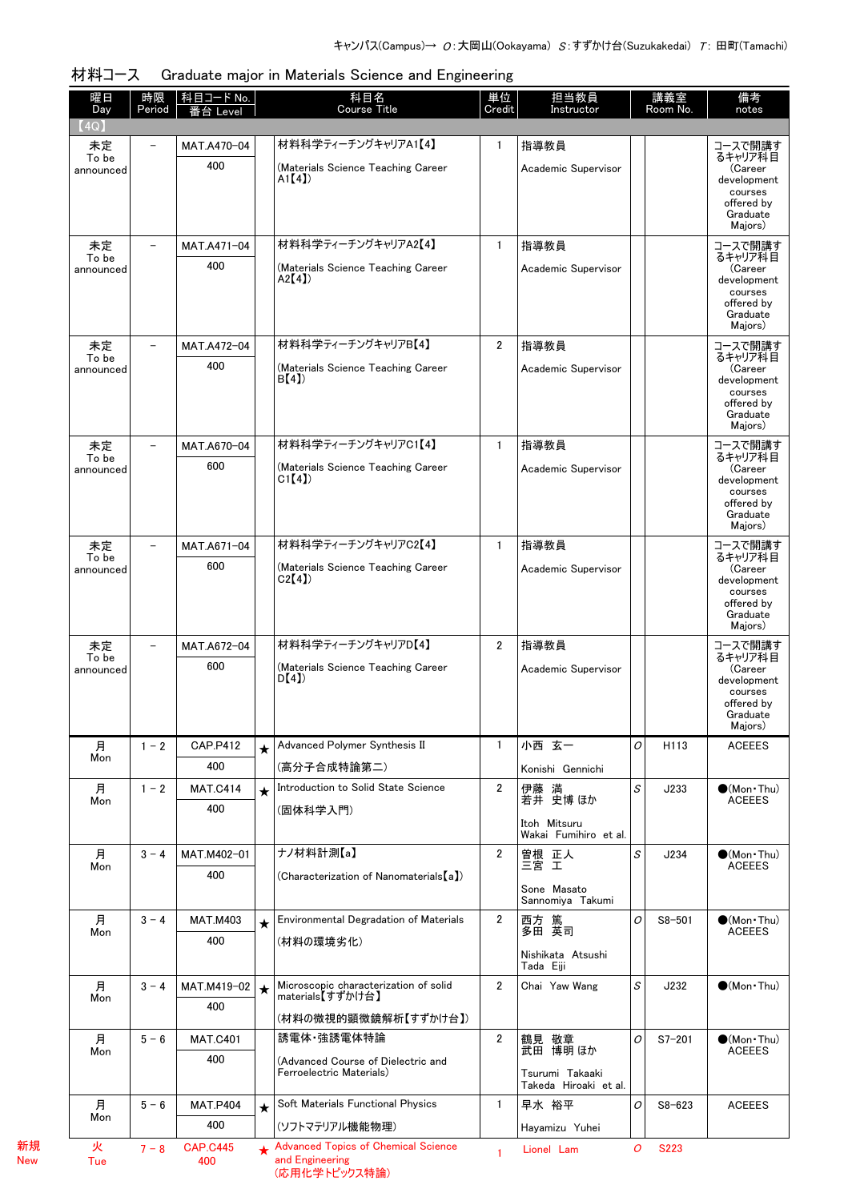キャンパス(Campus)→ O:大岡山(Ookayama) S:すずかけ台(Suzukakedai) T:田町(Tamachi)

## 材料コース　Graduate major in Materials Science and Engineering

| | 曜日 Day | 時限 Period | 科目コード No. 番台 Level | | 科目名 Course Title | 単位 Credit | 担当教員 Instructor | | 講義室 Room No. | 備考 notes |
|---|---|---|---|---|---|---|---|---|---|---|
| | 【4Q】 | | | | | | | | | |
| | 未定 To be announced | – | MAT.A470−04 400 | | 材料科学ティーチングキャリアA1【4】 (Materials Science Teaching Career A1【4】) | 1 | 指導教員 Academic Supervisor | | | コースで開講するキャリア科目 (Career development courses offered by Graduate Majors) |
| | 未定 To be announced | – | MAT.A471−04 400 | | 材料科学ティーチングキャリアA2【4】 (Materials Science Teaching Career A2【4】) | 1 | 指導教員 Academic Supervisor | | | コースで開講するキャリア科目 (Career development courses offered by Graduate Majors) |
| | 未定 To be announced | – | MAT.A472−04 400 | | 材料科学ティーチングキャリアB【4】 (Materials Science Teaching Career B【4】) | 2 | 指導教員 Academic Supervisor | | | コースで開講するキャリア科目 (Career development courses offered by Graduate Majors) |
| | 未定 To be announced | – | MAT.A670−04 600 | | 材料科学ティーチングキャリアC1【4】 (Materials Science Teaching Career C1【4】) | 1 | 指導教員 Academic Supervisor | | | コースで開講するキャリア科目 (Career development courses offered by Graduate Majors) |
| | 未定 To be announced | – | MAT.A671−04 600 | | 材料科学ティーチングキャリアC2【4】 (Materials Science Teaching Career C2【4】) | 1 | 指導教員 Academic Supervisor | | | コースで開講するキャリア科目 (Career development courses offered by Graduate Majors) |
| | 未定 To be announced | – | MAT.A672−04 600 | | 材料科学ティーチングキャリアD【4】 (Materials Science Teaching Career D【4】) | 2 | 指導教員 Academic Supervisor | | | コースで開講するキャリア科目 (Career development courses offered by Graduate Majors) |
| | 月 Mon | 1 − 2 | CAP.P412 400 | ★ | Advanced Polymer Synthesis II (高分子合成特論第二) | 1 | 小西　玄一 Konishi Gennichi | O | H113 | ACEEES |
| | 月 Mon | 1 − 2 | MAT.C414 400 | ★ | Introduction to Solid State Science (固体科学入門) | 2 | 伊藤　満 若井　史博 ほか Itoh Mitsuru Wakai Fumihiro et al. | S | J233 | ●(Mon・Thu) ACEEES |
| | 月 Mon | 3 − 4 | MAT.M402−01 400 | | ナノ材料計測【a】 (Characterization of Nanomaterials【a】) | 2 | 曽根　正人 三宮　工 Sone Masato Sannomiya Takumi | S | J234 | ●(Mon・Thu) ACEEES |
| | 月 Mon | 3 − 4 | MAT.M403 400 | ★ | Environmental Degradation of Materials (材料の環境劣化) | 2 | 西方　篤 多田　英司 Nishikata Atsushi Tada Eiji | O | S8−501 | ●(Mon・Thu) ACEEES |
| | 月 Mon | 3 − 4 | MAT.M419−02 400 | ★ | Microscopic characterization of solid materials【すずかけ台】 (材料の微視的顕微鏡解析【すずかけ台】) | 2 | Chai Yaw Wang | S | J232 | ●(Mon・Thu) |
| | 月 Mon | 5 − 6 | MAT.C401 400 | | 誘電体・強誘電体特論 (Advanced Course of Dielectric and Ferroelectric Materials) | 2 | 鶴見　敬章 武田　博明 ほか Tsurumi Takaaki Takeda Hiroaki et al. | O | S7−201 | ●(Mon・Thu) ACEEES |
| | 月 Mon | 5 − 6 | MAT.P404 400 | ★ | Soft Materials Functional Physics (ソフトマテリアル機能物理) | 1 | 早水　裕平 Hayamizu Yuhei | O | S8−623 | ACEEES |
| 新規 New | 火 Tue | 7 − 8 | CAP.C445 400 | ★ | Advanced Topics of Chemical Science and Engineering (応用化学トピックス特論) | 1 | Lionel Lam | O | S223 | |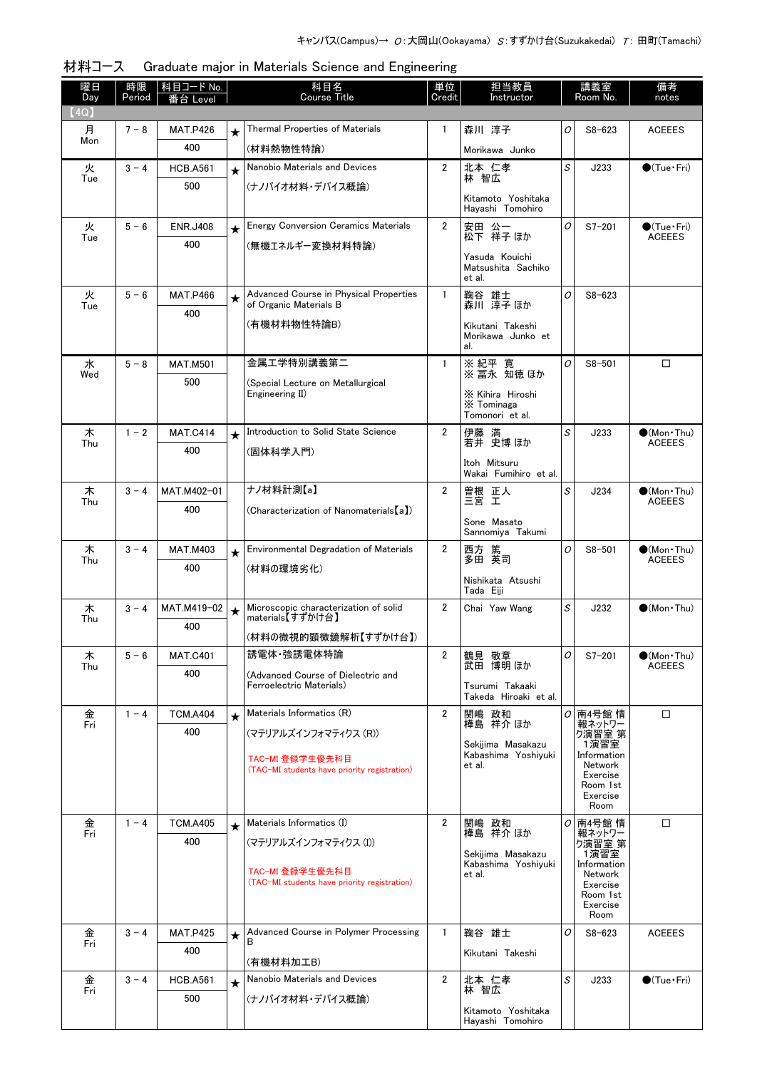キャンパス(Campus)→ O：大岡山(Ookayama) S：すずかけ台(Suzukakedai) T：田町(Tamachi)

## 材料コース　Graduate major in Materials Science and Engineering

| 曜日 Day | 時限 Period | 科目コード No. 番台 Level | | 科目名 Course Title | 単位 Credit | 担当教員 Instructor | | 講義室 Room No. | 備考 notes |
|---|---|---|---|---|---|---|---|---|---|
| 【4Q】 | | | | | | | | | |
| 月 Mon | 7－8 | MAT.P426 400 | ★ | Thermal Properties of Materials (材料熱物性特論) | 1 | 森川　淳子 Morikawa Junko | O | S8-623 | ACEEES |
| 火 Tue | 3－4 | HCB.A561 500 | ★ | Nanobio Materials and Devices (ナノバイオ材料・デバイス概論) | 2 | 北本　仁孝 林　智広 Kitamoto Yoshitaka Hayashi Tomohiro | S | J233 | ●(Tue・Fri) |
| 火 Tue | 5－6 | ENR.J408 400 | ★ | Energy Conversion Ceramics Materials (無機エネルギー変換材料特論) | 2 | 安田　公一 松下　祥子 ほか Yasuda Kouichi Matsushita Sachiko et al. | O | S7-201 | ●(Tue・Fri) ACEEES |
| 火 Tue | 5－6 | MAT.P466 400 | ★ | Advanced Course in Physical Properties of Organic Materials B (有機材料物性特論B) | 1 | 鞠谷　雄士 森川　淳子 ほか Kikutani Takeshi Morikawa Junko et al. | O | S8-623 | |
| 水 Wed | 5－8 | MAT.M501 500 | | 金属工学特別講義第二 (Special Lecture on Metallurgical Engineering II) | 1 | ※ 紀平　寛 ※ 冨永　知徳 ほか ※ Kihira Hiroshi ※ Tominaga Tomonori et al. | O | S8-501 | □ |
| 木 Thu | 1－2 | MAT.C414 400 | ★ | Introduction to Solid State Science (固体科学入門) | 2 | 伊藤　満 若井　史博 ほか Itoh Mitsuru Wakai Fumihiro et al. | S | J233 | ●(Mon・Thu) ACEEES |
| 木 Thu | 3－4 | MAT.M402-01 400 | | ナノ材料計測【a】 (Characterization of Nanomaterials【a】) | 2 | 曽根　正人 三宮　工 Sone Masato Sannomiya Takumi | S | J234 | ●(Mon・Thu) ACEEES |
| 木 Thu | 3－4 | MAT.M403 400 | ★ | Environmental Degradation of Materials (材料の環境劣化) | 2 | 西方　篤 多田　英司 Nishikata Atsushi Tada Eiji | O | S8-501 | ●(Mon・Thu) ACEEES |
| 木 Thu | 3－4 | MAT.M419-02 400 | ★ | Microscopic characterization of solid materials【すずかけ台】 (材料の微視的顕微鏡解析【すずかけ台】) | 2 | Chai Yaw Wang | S | J232 | ●(Mon・Thu) |
| 木 Thu | 5－6 | MAT.C401 400 | | 誘電体・強誘電体特論 (Advanced Course of Dielectric and Ferroelectric Materials) | 2 | 鶴見　敬章 武田　博明 ほか Tsurumi Takaaki Takeda Hiroaki et al. | O | S7-201 | ●(Mon・Thu) ACEEES |
| 金 Fri | 1－4 | TCM.A404 400 | ★ | Materials Informatics (R) (マテリアルズインフォマティクス (R)) TAC-MI 登録学生優先科目 (TAC-MI students have priority registration) | 2 | 関嶋　政和 樺島　祥介 ほか Sekijima Masakazu Kabashima Yoshiyuki et al. | O | 南4号館 情報ネットワーク演習室 第1演習室 Information Network Exercise Room 1st Exercise Room | □ |
| 金 Fri | 1－4 | TCM.A405 400 | ★ | Materials Informatics (I) (マテリアルズインフォマティクス (I)) TAC-MI 登録学生優先科目 (TAC-MI students have priority registration) | 2 | 関嶋　政和 樺島　祥介 ほか Sekijima Masakazu Kabashima Yoshiyuki et al. | O | 南4号館 情報ネットワーク演習室 第1演習室 Information Network Exercise Room 1st Exercise Room | □ |
| 金 Fri | 3－4 | MAT.P425 400 | ★ | Advanced Course in Polymer Processing B (有機材料加工B) | 1 | 鞠谷　雄士 Kikutani Takeshi | O | S8-623 | ACEEES |
| 金 Fri | 3－4 | HCB.A561 500 | ★ | Nanobio Materials and Devices (ナノバイオ材料・デバイス概論) | 2 | 北本　仁孝 林　智広 Kitamoto Yoshitaka Hayashi Tomohiro | S | J233 | ●(Tue・Fri) |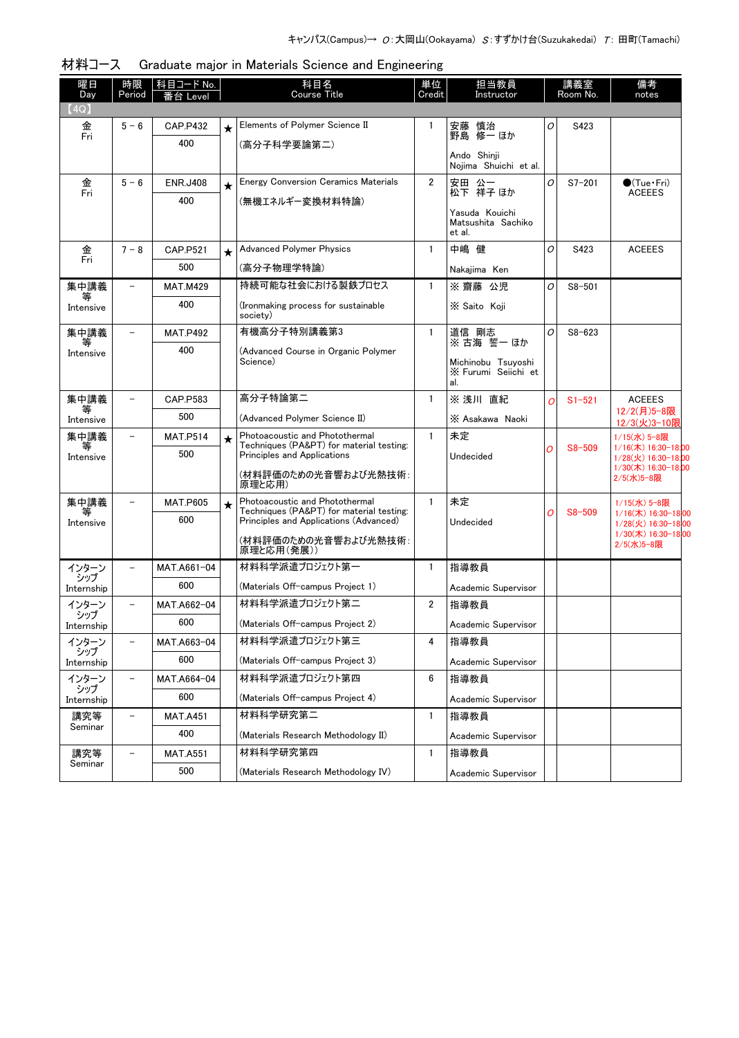キャンパス(Campus)→ O:大岡山(Ookayama) S:すずかけ台(Suzukakedai) T: 田町(Tamachi)

## 材料コース　Graduate major in Materials Science and Engineering

| 曜日 Day | 時限 Period | 科目コード No. 番台 Level | | 科目名 Course Title | 単位 Credit | 担当教員 Instructor | | 講義室 Room No. | 備考 notes |
|---|---|---|---|---|---|---|---|---|---|
| 【4Q】 | | | | | | | | | |
| 金 Fri | 5 - 6 | CAP.P432 400 | ★ | Elements of Polymer Science II (高分子科学要論第二) | 1 | 安藤 慎治 野島 修一 ほか Ando Shinji Nojima Shuichi et al. | O | S423 | |
| 金 Fri | 5 - 6 | ENR.J408 400 | ★ | Energy Conversion Ceramics Materials (無機エネルギー変換材料特論) | 2 | 安田 公一 松下 祥子 ほか Yasuda Kouichi Matsushita Sachiko et al. | O | S7-201 | ●(Tue・Fri) ACEEES |
| 金 Fri | 7 - 8 | CAP.P521 500 | ★ | Advanced Polymer Physics (高分子物理学特論) | 1 | 中嶋 健 Nakajima Ken | O | S423 | ACEEES |
| 集中講義等 Intensive | – | MAT.M429 400 | | 持続可能な社会における製鉄プロセス (Ironmaking process for sustainable society) | 1 | ※ 齋藤 公児 ※ Saito Koji | O | S8-501 | |
| 集中講義等 Intensive | – | MAT.P492 400 | | 有機高分子特別講義第3 (Advanced Course in Organic Polymer Science) | 1 | 道信 剛志 ※ 古海 誓一 ほか Michinobu Tsuyoshi ※ Furumi Seiichi et al. | O | S8-623 | |
| 集中講義等 Intensive | – | CAP.P583 500 | | 高分子特論第二 (Advanced Polymer Science II) | 1 | ※ 浅川 直紀 ※ Asakawa Naoki | O | S1-521 | ACEEES 12/2(月)5-8限 12/3(火)3-10限 |
| 集中講義等 Intensive | – | MAT.P514 500 | ★ | Photoacoustic and Photothermal Techniques (PA&PT) for material testing: Principles and Applications (材料評価のための光音響および光熱技術: 原理と応用) | 1 | 未定 Undecided | O | S8-509 | 1/15(水) 5-8限 1/16(木) 16:30-18:00 1/28(火) 16:30-18:00 1/30(木) 16:30-18:00 2/5(水)5-8限 |
| 集中講義等 Intensive | – | MAT.P605 600 | ★ | Photoacoustic and Photothermal Techniques (PA&PT) for material testing: Principles and Applications (Advanced) (材料評価のための光音響および光熱技術: 原理と応用(発展)) | 1 | 未定 Undecided | O | S8-509 | 1/15(水) 5-8限 1/16(木) 16:30-18:00 1/28(火) 16:30-18:00 1/30(木) 16:30-18:00 2/5(水)5-8限 |
| インターンシップ Internship | – | MAT.A661-04 600 | | 材料科学派遣プロジェクト第一 (Materials Off-campus Project 1) | 1 | 指導教員 Academic Supervisor | | | |
| インターンシップ Internship | – | MAT.A662-04 600 | | 材料科学派遣プロジェクト第二 (Materials Off-campus Project 2) | 2 | 指導教員 Academic Supervisor | | | |
| インターンシップ Internship | – | MAT.A663-04 600 | | 材料科学派遣プロジェクト第三 (Materials Off-campus Project 3) | 4 | 指導教員 Academic Supervisor | | | |
| インターンシップ Internship | – | MAT.A664-04 600 | | 材料科学派遣プロジェクト第四 (Materials Off-campus Project 4) | 6 | 指導教員 Academic Supervisor | | | |
| 講究等 Seminar | – | MAT.A451 400 | | 材料科学研究第二 (Materials Research Methodology II) | 1 | 指導教員 Academic Supervisor | | | |
| 講究等 Seminar | – | MAT.A551 500 | | 材料科学研究第四 (Materials Research Methodology IV) | 1 | 指導教員 Academic Supervisor | | | |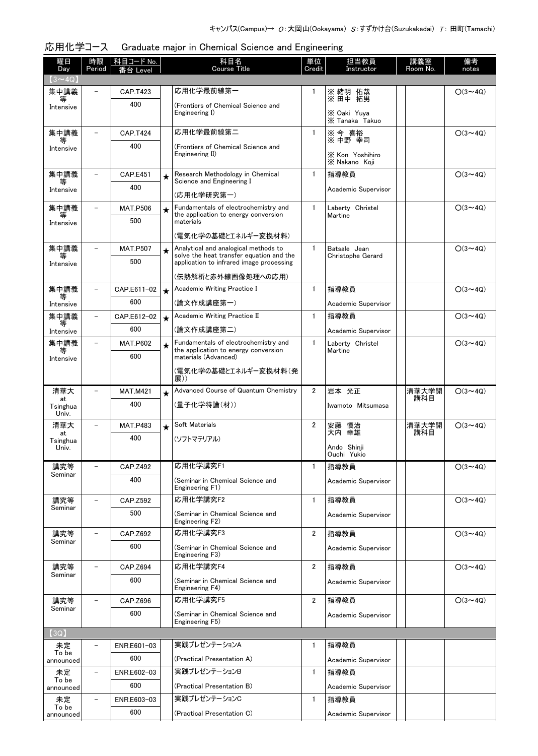キャンパス(Campus)→ O:大岡山(Ookayama) S:すずかけ台(Suzukakedai) T: 田町(Tamachi)

## 応用化学コース　Graduate major in Chemical Science and Engineering

| 曜日 Day | 時限 Period | 科目コード No. 番台 Level | | 科目名 Course Title | 単位 Credit | 担当教員 Instructor | 講義室 Room No. | 備考 notes |
|---|---|---|---|---|---|---|---|---|
| 【3～4Q】 | | | | | | | | |
| 集中講義等 Intensive | – | CAP.T423 400 | | 応用化学最前線第一 (Frontiers of Chemical Science and Engineering I) | 1 | ※ 緒明 佑哉 ※ 田中 拓男 ※ Oaki Yuya ※ Tanaka Takuo | | O(3～4Q) |
| 集中講義等 Intensive | – | CAP.T424 400 | | 応用化学最前線第二 (Frontiers of Chemical Science and Engineering II) | 1 | ※ 今 喜裕 ※ 中野 幸司 ※ Kon Yoshihiro ※ Nakano Koji | | O(3～4Q) |
| 集中講義等 Intensive | – | CAP.E451 400 | ★ | Research Methodology in Chemical Science and Engineering I (応用化学研究第一) | 1 | 指導教員 Academic Supervisor | | O(3～4Q) |
| 集中講義等 Intensive | – | MAT.P506 500 | ★ | Fundamentals of electrochemistry and the application to energy conversion materials (電気化学の基礎とエネルギー変換材料) | 1 | Laberty Christel Martine | | O(3～4Q) |
| 集中講義等 Intensive | – | MAT.P507 500 | ★ | Analytical and analogical methods to solve the heat transfer equation and the application to infrared image processing (伝熱解析と赤外線画像処理への応用) | 1 | Batsale Jean Christophe Gerard | | O(3～4Q) |
| 集中講義等 Intensive | – | CAP.E611-02 600 | ★ | Academic Writing Practice I (論文作成講座第一) | 1 | 指導教員 Academic Supervisor | | O(3～4Q) |
| 集中講義等 Intensive | – | CAP.E612-02 600 | ★ | Academic Writing Practice II (論文作成講座第二) | 1 | 指導教員 Academic Supervisor | | O(3～4Q) |
| 集中講義等 Intensive | – | MAT.P602 600 | ★ | Fundamentals of electrochemistry and the application to energy conversion materials (Advanced) (電気化学の基礎とエネルギー変換材料(発展)) | 1 | Laberty Christel Martine | | O(3～4Q) |
| 清華大 at Tsinghua Univ. | – | MAT.M421 400 | ★ | Advanced Course of Quantum Chemistry (量子化学特論(材)) | 2 | 岩本 光正 Iwamoto Mitsumasa | 清華大学開講科目 | O(3～4Q) |
| 清華大 at Tsinghua Univ. | – | MAT.P483 400 | ★ | Soft Materials (ソフトマテリアル) | 2 | 安藤 慎治 大内 幸雄 Ando Shinji Ouchi Yukio | 清華大学開講科目 | O(3～4Q) |
| 講究等 Seminar | – | CAP.Z492 400 | | 応用化学講究F1 (Seminar in Chemical Science and Engineering F1) | 1 | 指導教員 Academic Supervisor | | O(3～4Q) |
| 講究等 Seminar | – | CAP.Z592 500 | | 応用化学講究F2 (Seminar in Chemical Science and Engineering F2) | 1 | 指導教員 Academic Supervisor | | O(3～4Q) |
| 講究等 Seminar | – | CAP.Z692 600 | | 応用化学講究F3 (Seminar in Chemical Science and Engineering F3) | 2 | 指導教員 Academic Supervisor | | O(3～4Q) |
| 講究等 Seminar | – | CAP.Z694 600 | | 応用化学講究F4 (Seminar in Chemical Science and Engineering F4) | 2 | 指導教員 Academic Supervisor | | O(3～4Q) |
| 講究等 Seminar | – | CAP.Z696 600 | | 応用化学講究F5 (Seminar in Chemical Science and Engineering F5) | 2 | 指導教員 Academic Supervisor | | O(3～4Q) |
| 【3Q】 | | | | | | | | |
| 未定 To be announced | – | ENR.E601-03 600 | | 実践プレゼンテーションA (Practical Presentation A) | 1 | 指導教員 Academic Supervisor | | |
| 未定 To be announced | – | ENR.E602-03 600 | | 実践プレゼンテーションB (Practical Presentation B) | 1 | 指導教員 Academic Supervisor | | |
| 未定 To be announced | – | ENR.E603-03 600 | | 実践プレゼンテーションC (Practical Presentation C) | 1 | 指導教員 Academic Supervisor | | |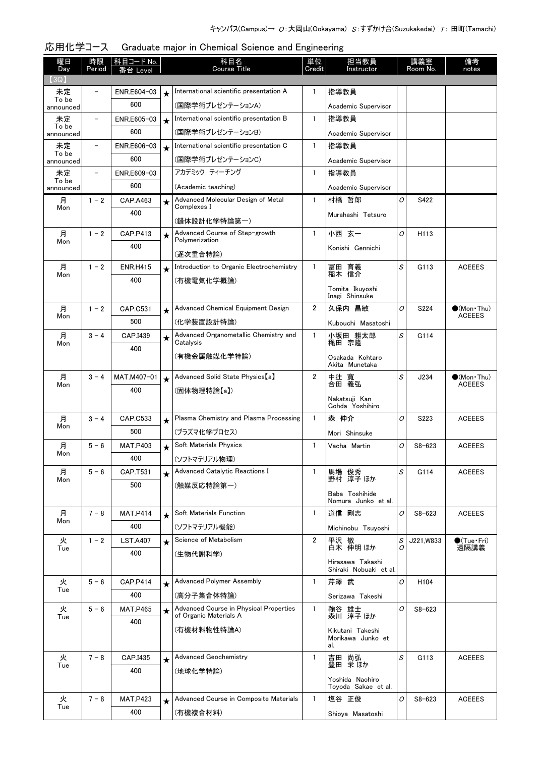キャンパス(Campus)→ O:大岡山(Ookayama) S:すずかけ台(Suzukakedai) T: 田町(Tamachi)

## 応用化学コース　Graduate major in Chemical Science and Engineering

| 曜日 Day | 時限 Period | 科目コード No. 番台 Level | | 科目名 Course Title | 単位 Credit | 担当教員 Instructor | | 講義室 Room No. | 備考 notes |
|---|---|---|---|---|---|---|---|---|---|
| 【3Q】 | | | | | | | | | |
| 未定 To be announced | – | ENR.E604-03 600 | ★ | International scientific presentation A (国際学術プレゼンテーションA) | 1 | 指導教員 Academic Supervisor | | | |
| 未定 To be announced | – | ENR.E605-03 600 | ★ | International scientific presentation B (国際学術プレゼンテーションB) | 1 | 指導教員 Academic Supervisor | | | |
| 未定 To be announced | – | ENR.E606-03 600 | ★ | International scientific presentation C (国際学術プレゼンテーションC) | 1 | 指導教員 Academic Supervisor | | | |
| 未定 To be announced | – | ENR.E609-03 600 | | アカデミック ティーチング (Academic teaching) | 1 | 指導教員 Academic Supervisor | | | |
| 月 Mon | 1－2 | CAP.A463 400 | ★ | Advanced Molecular Design of Metal Complexes I (錯体設計化学特論第一) | 1 | 村橋 哲郎 Murahashi Tetsuro | O | S422 | |
| 月 Mon | 1－2 | CAP.P413 400 | ★ | Advanced Course of Step-growth Polymerization (逐次重合特論) | 1 | 小西 玄一 Konishi Gennichi | O | H113 | |
| 月 Mon | 1－2 | ENR.H415 400 | ★ | Introduction to Organic Electrochemistry (有機電気化学概論) | 1 | 冨田 育義 稲木 信介 Tomita Ikuyoshi Inagi Shinsuke | S | G113 | ACEEES |
| 月 Mon | 1－2 | CAP.C531 500 | ★ | Advanced Chemical Equipment Design (化学装置設計特論) | 2 | 久保内 昌敏 Kubouchi Masatoshi | O | S224 | ●(Mon・Thu) ACEEES |
| 月 Mon | 3－4 | CAP.I439 400 | ★ | Advanced Organometallic Chemistry and Catalysis (有機金属触媒化学特論) | 1 | 小坂田 耕太郎 穐田 宗隆 Osakada Kohtaro Akita Munetaka | S | G114 | |
| 月 Mon | 3－4 | MAT.M407-01 400 | ★ | Advanced Solid State Physics【a】 (固体物理特論【a】) | 2 | 中辻 寛 合田 義弘 Nakatsuji Kan Gohda Yoshihiro | S | J234 | ●(Mon・Thu) ACEEES |
| 月 Mon | 3－4 | CAP.C533 500 | ★ | Plasma Chemistry and Plasma Processing (プラズマ化学プロセス) | 1 | 森 伸介 Mori Shinsuke | O | S223 | ACEEES |
| 月 Mon | 5－6 | MAT.P403 400 | ★ | Soft Materials Physics (ソフトマテリアル物理) | 1 | Vacha Martin | O | S8-623 | ACEEES |
| 月 Mon | 5－6 | CAP.T531 500 | ★ | Advanced Catalytic Reactions I (触媒反応特論第一) | 1 | 馬場 俊秀 野村 淳子 ほか Baba Toshihide Nomura Junko et al. | S | G114 | ACEEES |
| 月 Mon | 7－8 | MAT.P414 400 | ★ | Soft Materials Function (ソフトマテリアル機能) | 1 | 道信 剛志 Michinobu Tsuyoshi | O | S8-623 | ACEEES |
| 火 Tue | 1－2 | LST.A407 400 | ★ | Science of Metabolism (生物代謝科学) | 2 | 平沢 敬 白木 伸明 ほか Hirasawa Takashi Shiraki Nobuaki et al. | S O | J221,W833 | ●(Tue・Fri) 遠隔講義 |
| 火 Tue | 5－6 | CAP.P414 400 | ★ | Advanced Polymer Assembly (高分子集合体特論) | 1 | 芹澤 武 Serizawa Takeshi | O | H104 | |
| 火 Tue | 5－6 | MAT.P465 400 | ★ | Advanced Course in Physical Properties of Organic Materials A (有機材料物性特論A) | 1 | 鞠谷 雄士 森川 淳子 ほか Kikutani Takeshi Morikawa Junko et al. | O | S8-623 | |
| 火 Tue | 7－8 | CAP.I435 400 | ★ | Advanced Geochemistry (地球化学特論) | 1 | 吉田 尚弘 豊田 栄 ほか Yoshida Naohiro Toyoda Sakae et al. | S | G113 | ACEEES |
| 火 Tue | 7－8 | MAT.P423 400 | ★ | Advanced Course in Composite Materials (有機複合材料) | 1 | 塩谷 正俊 Shioya Masatoshi | O | S8-623 | ACEEES |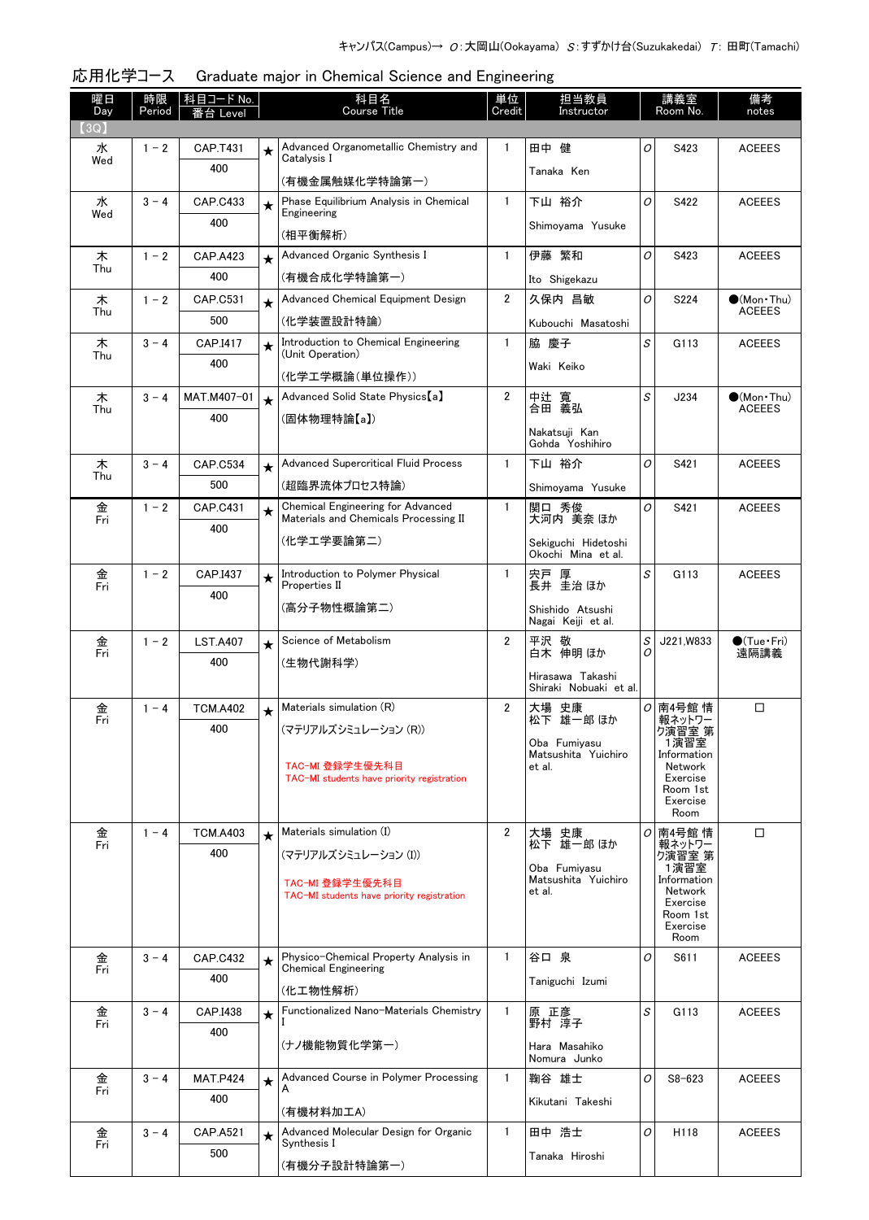キャンパス(Campus)→ O:大岡山(Ookayama) S:すずかけ台(Suzukakedai) T: 田町(Tamachi)

## 応用化学コース　Graduate major in Chemical Science and Engineering

| 曜日 Day | 時限 Period | 科目コード No. 番台 Level | | 科目名 Course Title | 単位 Credit | 担当教員 Instructor | | 講義室 Room No. | 備考 notes |
|---|---|---|---|---|---|---|---|---|---|
| 【3Q】 | | | | | | | | | |
| 水 Wed | 1－2 | CAP.T431 400 | ★ | Advanced Organometallic Chemistry and Catalysis I (有機金属触媒化学特論第一) | 1 | 田中　健 Tanaka Ken | O | S423 | ACEEES |
| 水 Wed | 3－4 | CAP.C433 400 | ★ | Phase Equilibrium Analysis in Chemical Engineering (相平衡解析) | 1 | 下山　裕介 Shimoyama Yusuke | O | S422 | ACEEES |
| 木 Thu | 1－2 | CAP.A423 400 | ★ | Advanced Organic Synthesis I (有機合成化学特論第一) | 1 | 伊藤　繁和 Ito Shigekazu | O | S423 | ACEEES |
| 木 Thu | 1－2 | CAP.C531 500 | ★ | Advanced Chemical Equipment Design (化学装置設計特論) | 2 | 久保内　昌敏 Kubouchi Masatoshi | O | S224 | ●(Mon・Thu) ACEEES |
| 木 Thu | 3－4 | CAP.I417 400 | ★ | Introduction to Chemical Engineering (Unit Operation) (化学工学概論(単位操作)) | 1 | 脇　慶子 Waki Keiko | S | G113 | ACEEES |
| 木 Thu | 3－4 | MAT.M407-01 400 | ★ | Advanced Solid State Physics【a】 (固体物理特論【a】) | 2 | 中辻　寛 合田　義弘 Nakatsuji Kan Gohda Yoshihiro | S | J234 | ●(Mon・Thu) ACEEES |
| 木 Thu | 3－4 | CAP.C534 500 | ★ | Advanced Supercritical Fluid Process (超臨界流体プロセス特論) | 1 | 下山　裕介 Shimoyama Yusuke | O | S421 | ACEEES |
| 金 Fri | 1－2 | CAP.C431 400 | ★ | Chemical Engineering for Advanced Materials and Chemicals Processing II (化学工学要論第二) | 1 | 関口　秀俊 大河内　美奈 ほか Sekiguchi Hidetoshi Okochi Mina et al. | O | S421 | ACEEES |
| 金 Fri | 1－2 | CAP.I437 400 | ★ | Introduction to Polymer Physical Properties II (高分子物性概論第二) | 1 | 宍戸　厚 長井　圭治 ほか Shishido Atsushi Nagai Keiji et al. | S | G113 | ACEEES |
| 金 Fri | 1－2 | LST.A407 400 | ★ | Science of Metabolism (生物代謝科学) | 2 | 平沢　敬 白木　伸明 ほか Hirasawa Takashi Shiraki Nobuaki et al. | S O | J221,W833 | ●(Tue・Fri) 遠隔講義 |
| 金 Fri | 1－4 | TCM.A402 400 | ★ | Materials simulation (R) (マテリアルズシミュレーション (R)) TAC-MI 登録学生優先科目 TAC-MI students have priority registration | 2 | 大場　史康 松下　雄一郎 ほか Oba Fumiyasu Matsushita Yuichiro et al. | O | 南4号館 情報ネットワーク演習室 第1演習室 Information Network Exercise Room 1st Exercise Room | □ |
| 金 Fri | 1－4 | TCM.A403 400 | ★ | Materials simulation (I) (マテリアルズシミュレーション (I)) TAC-MI 登録学生優先科目 TAC-MI students have priority registration | 2 | 大場　史康 松下　雄一郎 ほか Oba Fumiyasu Matsushita Yuichiro et al. | O | 南4号館 情報ネットワーク演習室 第1演習室 Information Network Exercise Room 1st Exercise Room | □ |
| 金 Fri | 3－4 | CAP.C432 400 | ★ | Physico-Chemical Property Analysis in Chemical Engineering (化工物性解析) | 1 | 谷口　泉 Taniguchi Izumi | O | S611 | ACEEES |
| 金 Fri | 3－4 | CAP.I438 400 | ★ | Functionalized Nano-Materials Chemistry I (ナノ機能物質化学第一) | 1 | 原　正彦 野村　淳子 Hara Masahiko Nomura Junko | S | G113 | ACEEES |
| 金 Fri | 3－4 | MAT.P424 400 | ★ | Advanced Course in Polymer Processing A (有機材料加工A) | 1 | 鞠谷　雄士 Kikutani Takeshi | O | S8-623 | ACEEES |
| 金 Fri | 3－4 | CAP.A521 500 | ★ | Advanced Molecular Design for Organic Synthesis I (有機分子設計特論第一) | 1 | 田中　浩士 Tanaka Hiroshi | O | H118 | ACEEES |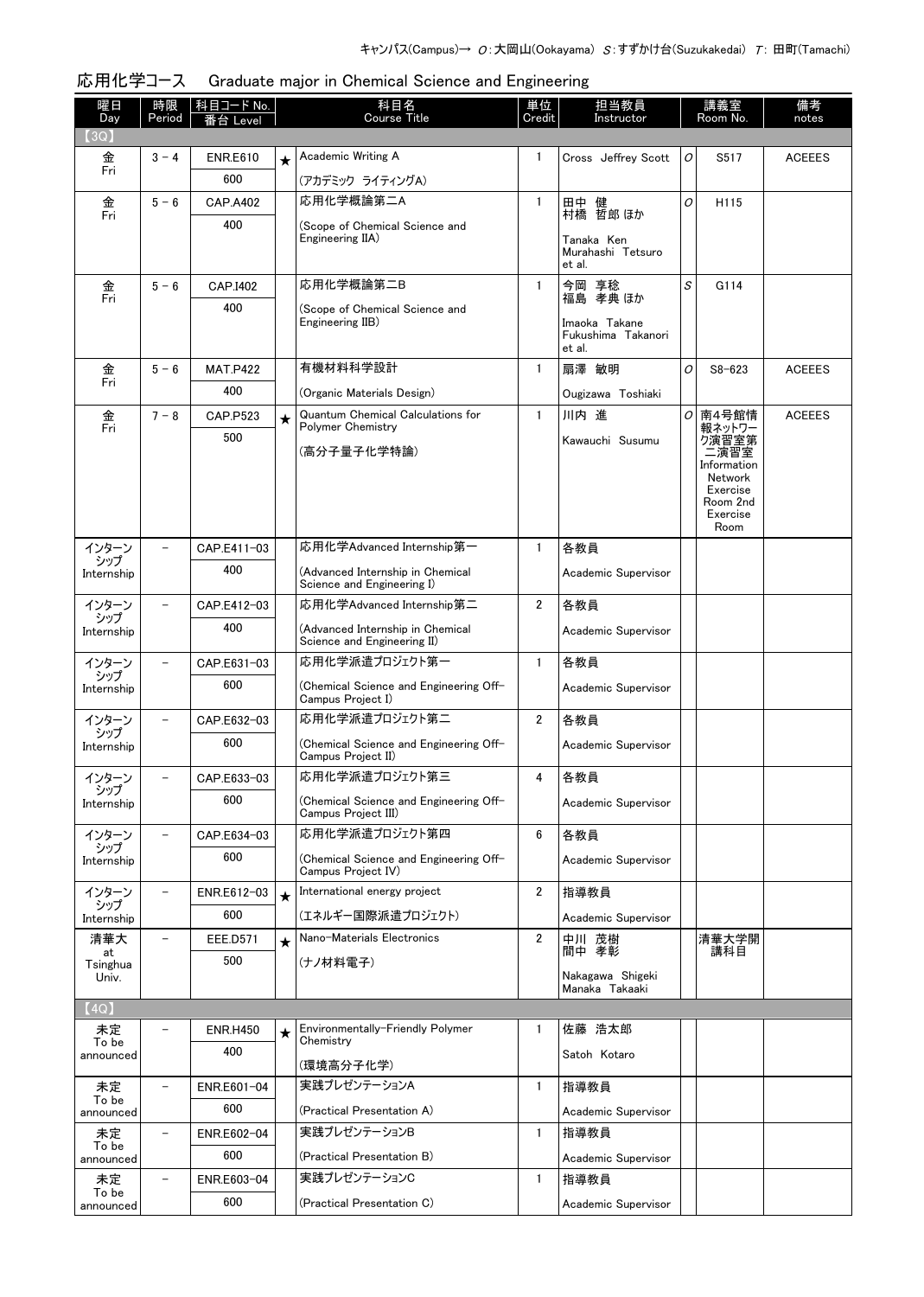キャンパス(Campus)→ O：大岡山(Ookayama) S：すずかけ台(Suzukakedai) T：田町(Tamachi)

## 応用化学コース　Graduate major in Chemical Science and Engineering

| 曜日 Day | 時限 Period | 科目コード No. 番台 Level | | 科目名 Course Title | 単位 Credit | 担当教員 Instructor | 講義室 Room No. | | 備考 notes |
|---|---|---|---|---|---|---|---|---|---|
| 【3Q】 | | | | | | | | | |
| 金 Fri | 3－4 | ENR.E610 600 | ★ | Academic Writing A (アカデミック ライティングA) | 1 | Cross Jeffrey Scott | O | S517 | ACEEES |
| 金 Fri | 5－6 | CAP.A402 400 | | 応用化学概論第二A (Scope of Chemical Science and Engineering IIA) | 1 | 田中 健 村橋 哲郎 ほか Tanaka Ken Murahashi Tetsuro et al. | O | H115 | |
| 金 Fri | 5－6 | CAP.I402 400 | | 応用化学概論第二B (Scope of Chemical Science and Engineering IIB) | 1 | 今岡 享稔 福島 孝典 ほか Imaoka Takane Fukushima Takanori et al. | S | G114 | |
| 金 Fri | 5－6 | MAT.P422 400 | | 有機材料科学設計 (Organic Materials Design) | 1 | 扇澤 敏明 Ougizawa Toshiaki | O | S8-623 | ACEEES |
| 金 Fri | 7－8 | CAP.P523 500 | ★ | Quantum Chemical Calculations for Polymer Chemistry (高分子量子化学特論) | 1 | 川内 進 Kawauchi Susumu | O | 南4号館情報ネットワーク演習室第二演習室 Information Network Exercise Room 2nd Exercise Room | ACEEES |
| インターンシップ Internship | － | CAP.E411-03 400 | | 応用化学Advanced Internship第一 (Advanced Internship in Chemical Science and Engineering I) | 1 | 各教員 Academic Supervisor | | | |
| インターンシップ Internship | － | CAP.E412-03 400 | | 応用化学Advanced Internship第二 (Advanced Internship in Chemical Science and Engineering II) | 2 | 各教員 Academic Supervisor | | | |
| インターンシップ Internship | － | CAP.E631-03 600 | | 応用化学派遣プロジェクト第一 (Chemical Science and Engineering Off-Campus Project I) | 1 | 各教員 Academic Supervisor | | | |
| インターンシップ Internship | － | CAP.E632-03 600 | | 応用化学派遣プロジェクト第二 (Chemical Science and Engineering Off-Campus Project II) | 2 | 各教員 Academic Supervisor | | | |
| インターンシップ Internship | － | CAP.E633-03 600 | | 応用化学派遣プロジェクト第三 (Chemical Science and Engineering Off-Campus Project III) | 4 | 各教員 Academic Supervisor | | | |
| インターンシップ Internship | － | CAP.E634-03 600 | | 応用化学派遣プロジェクト第四 (Chemical Science and Engineering Off-Campus Project IV) | 6 | 各教員 Academic Supervisor | | | |
| インターンシップ Internship | － | ENR.E612-03 600 | ★ | International energy project (エネルギー国際派遣プロジェクト) | 2 | 指導教員 Academic Supervisor | | | |
| 清華大 at Tsinghua Univ. | － | EEE.D571 500 | ★ | Nano-Materials Electronics (ナノ材料電子) | 2 | 中川 茂樹 間中 孝彰 Nakagawa Shigeki Manaka Takaaki | | 清華大学開講科目 | |
| 【4Q】 | | | | | | | | | |
| 未定 To be announced | － | ENR.H450 400 | ★ | Environmentally-Friendly Polymer Chemistry (環境高分子化学) | 1 | 佐藤 浩太郎 Satoh Kotaro | | | |
| 未定 To be announced | － | ENR.E601-04 600 | | 実践プレゼンテーションA (Practical Presentation A) | 1 | 指導教員 Academic Supervisor | | | |
| 未定 To be announced | － | ENR.E602-04 600 | | 実践プレゼンテーションB (Practical Presentation B) | 1 | 指導教員 Academic Supervisor | | | |
| 未定 To be announced | － | ENR.E603-04 600 | | 実践プレゼンテーションC (Practical Presentation C) | 1 | 指導教員 Academic Supervisor | | | |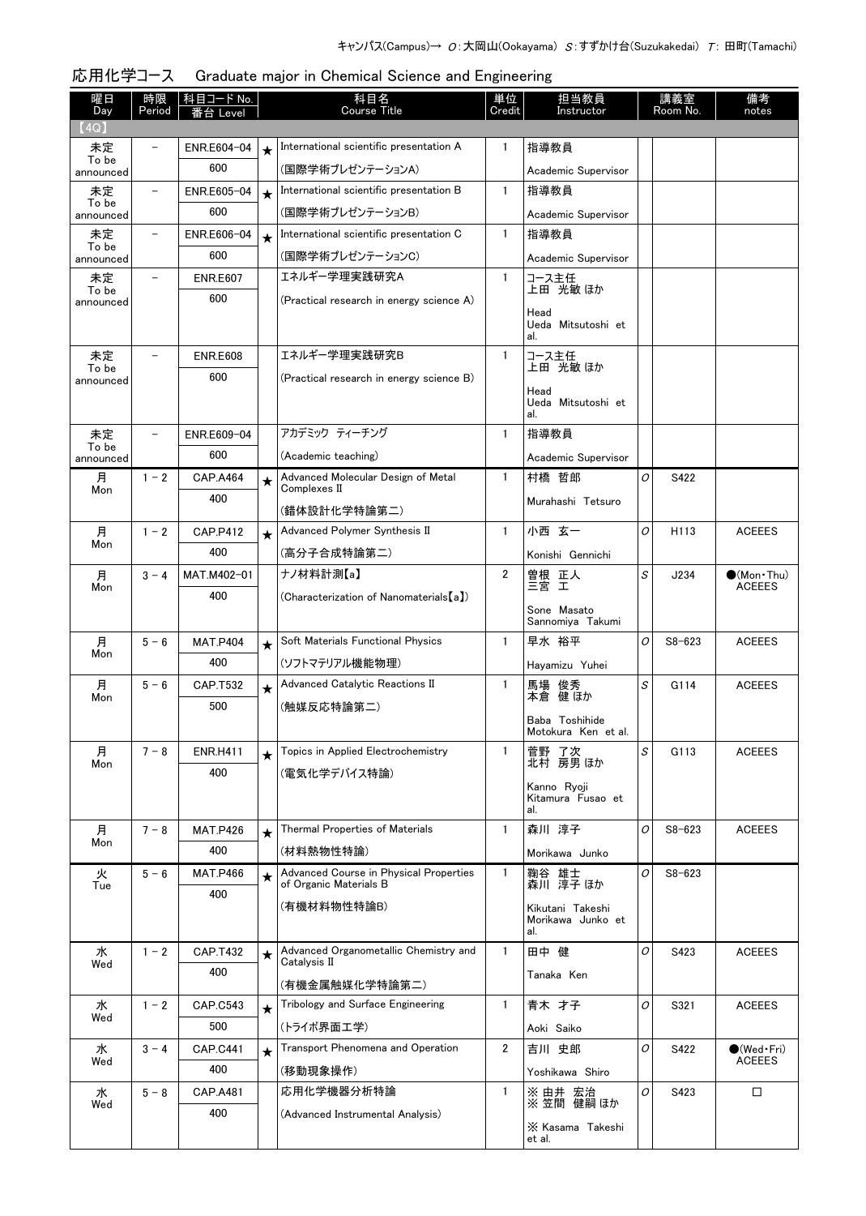キャンパス(Campus)→ O：大岡山(Ookayama) S：すずかけ台(Suzukakedai) T：田町(Tamachi)

## 応用化学コース　Graduate major in Chemical Science and Engineering

| 曜日 Day | 時限 Period | 科目コード No. 番台 Level | | 科目名 Course Title | 単位 Credit | 担当教員 Instructor | 講義室 Room No. | | 備考 notes |
|---|---|---|---|---|---|---|---|---|---|
| 【4Q】 | | | | | | | | | |
| 未定 To be announced | － | ENR.E604-04 600 | ★ | International scientific presentation A (国際学術プレゼンテーションA) | 1 | 指導教員 Academic Supervisor | | | |
| 未定 To be announced | － | ENR.E605-04 600 | ★ | International scientific presentation B (国際学術プレゼンテーションB) | 1 | 指導教員 Academic Supervisor | | | |
| 未定 To be announced | － | ENR.E606-04 600 | ★ | International scientific presentation C (国際学術プレゼンテーションC) | 1 | 指導教員 Academic Supervisor | | | |
| 未定 To be announced | － | ENR.E607 600 | | エネルギー学理実践研究A (Practical research in energy science A) | 1 | コース主任 上田 光敏 ほか Head Ueda Mitsutoshi et al. | | | |
| 未定 To be announced | － | ENR.E608 600 | | エネルギー学理実践研究B (Practical research in energy science B) | 1 | コース主任 上田 光敏 ほか Head Ueda Mitsutoshi et al. | | | |
| 未定 To be announced | － | ENR.E609-04 600 | | アカデミック ティーチング (Academic teaching) | 1 | 指導教員 Academic Supervisor | | | |
| 月 Mon | 1－2 | CAP.A464 400 | ★ | Advanced Molecular Design of Metal Complexes II (錯体設計化学特論第二) | 1 | 村橋 哲郎 Murahashi Tetsuro | O | S422 | |
| 月 Mon | 1－2 | CAP.P412 400 | ★ | Advanced Polymer Synthesis II (高分子合成特論第二) | 1 | 小西 玄一 Konishi Gennichi | O | H113 | ACEEES |
| 月 Mon | 3－4 | MAT.M402-01 400 | | ナノ材料計測【a】 (Characterization of Nanomaterials【a】) | 2 | 曽根 正人 三宮 工 Sone Masato Sannomiya Takumi | S | J234 | ●(Mon・Thu) ACEEES |
| 月 Mon | 5－6 | MAT.P404 400 | ★ | Soft Materials Functional Physics (ソフトマテリアル機能物理) | 1 | 早水 裕平 Hayamizu Yuhei | O | S8-623 | ACEEES |
| 月 Mon | 5－6 | CAP.T532 500 | ★ | Advanced Catalytic Reactions II (触媒反応特論第二) | 1 | 馬場 俊秀 本倉 健 ほか Baba Toshihide Motokura Ken et al. | S | G114 | ACEEES |
| 月 Mon | 7－8 | ENR.H411 400 | ★ | Topics in Applied Electrochemistry (電気化学デバイス特論) | 1 | 菅野 了次 北村 房男 ほか Kanno Ryoji Kitamura Fusao et al. | S | G113 | ACEEES |
| 月 Mon | 7－8 | MAT.P426 400 | ★ | Thermal Properties of Materials (材料熱物性特論) | 1 | 森川 淳子 Morikawa Junko | O | S8-623 | ACEEES |
| 火 Tue | 5－6 | MAT.P466 400 | ★ | Advanced Course in Physical Properties of Organic Materials B (有機材料物性特論B) | 1 | 鞠谷 雄士 森川 淳子 ほか Kikutani Takeshi Morikawa Junko et al. | O | S8-623 | |
| 水 Wed | 1－2 | CAP.T432 400 | ★ | Advanced Organometallic Chemistry and Catalysis II (有機金属触媒化学特論第二) | 1 | 田中 健 Tanaka Ken | O | S423 | ACEEES |
| 水 Wed | 1－2 | CAP.C543 500 | ★ | Tribology and Surface Engineering (トライボ界面工学) | 1 | 青木 才子 Aoki Saiko | O | S321 | ACEEES |
| 水 Wed | 3－4 | CAP.C441 400 | ★ | Transport Phenomena and Operation (移動現象操作) | 2 | 吉川 史郎 Yoshikawa Shiro | O | S422 | ●(Wed・Fri) ACEEES |
| 水 Wed | 5－8 | CAP.A481 400 | | 応用化学機器分析特論 (Advanced Instrumental Analysis) | 1 | ※ 由井 宏治 ※ 笠間 健嗣 ほか ※ Kasama Takeshi et al. | O | S423 | □ |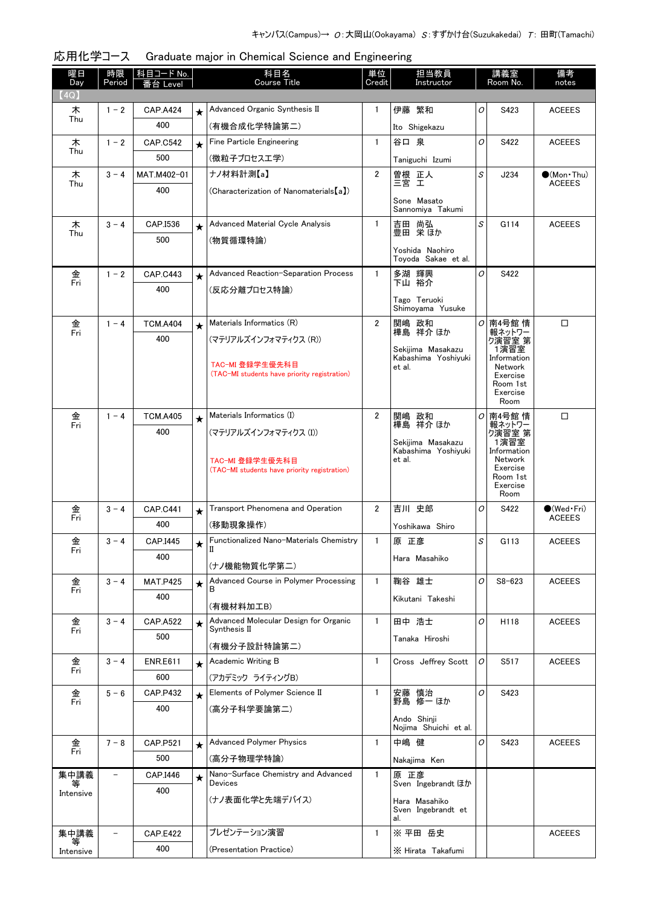キャンパス(Campus)→ O:大岡山(Ookayama) S:すずかけ台(Suzukakedai) T:田町(Tamachi)

## 応用化学コース　Graduate major in Chemical Science and Engineering

| 曜日 Day | 時限 Period | 科目コード No. 番台 Level | | 科目名 Course Title | 単位 Credit | 担当教員 Instructor | | 講義室 Room No. | 備考 notes |
|---|---|---|---|---|---|---|---|---|---|
| 【4Q】 | | | | | | | | | |
| 木 Thu | 1－2 | CAP.A424 400 | ★ | Advanced Organic Synthesis II (有機合成化学特論第二) | 1 | 伊藤 繁和 Ito Shigekazu | O | S423 | ACEEES |
| 木 Thu | 1－2 | CAP.C542 500 | ★ | Fine Particle Engineering (微粒子プロセス工学) | 1 | 谷口 泉 Taniguchi Izumi | O | S422 | ACEEES |
| 木 Thu | 3－4 | MAT.M402-01 400 | | ナノ材料計測【a】 (Characterization of Nanomaterials【a】) | 2 | 曽根 正人 三宮 工 Sone Masato Sannomiya Takumi | S | J234 | ●(Mon・Thu) ACEEES |
| 木 Thu | 3－4 | CAP.I536 500 | ★ | Advanced Material Cycle Analysis (物質循環特論) | 1 | 吉田 尚弘 豊田 栄 ほか Yoshida Naohiro Toyoda Sakae et al. | S | G114 | ACEEES |
| 金 Fri | 1－2 | CAP.C443 400 | ★ | Advanced Reaction-Separation Process (反応分離プロセス特論) | 1 | 多湖 輝興 下山 裕介 Tago Teruoki Shimoyama Yusuke | O | S422 | |
| 金 Fri | 1－4 | TCM.A404 400 | ★ | Materials Informatics (R) (マテリアルズインフォマティクス (R)) TAC-MI 登録学生優先科目 (TAC-MI students have priority registration) | 2 | 關嶋 政和 樺島 祥介 ほか Sekijima Masakazu Kabashima Yoshiyuki et al. | O | 南4号館 情報ネットワーク演習室 第1演習室 Information Network Exercise Room 1st Exercise Room | □ |
| 金 Fri | 1－4 | TCM.A405 400 | ★ | Materials Informatics (I) (マテリアルズインフォマティクス (I)) TAC-MI 登録学生優先科目 (TAC-MI students have priority registration) | 2 | 關嶋 政和 樺島 祥介 ほか Sekijima Masakazu Kabashima Yoshiyuki et al. | O | 南4号館 情報ネットワーク演習室 第1演習室 Information Network Exercise Room 1st Exercise Room | □ |
| 金 Fri | 3－4 | CAP.C441 400 | ★ | Transport Phenomena and Operation (移動現象操作) | 2 | 吉川 史郎 Yoshikawa Shiro | O | S422 | ●(Wed・Fri) ACEEES |
| 金 Fri | 3－4 | CAP.I445 400 | ★ | Functionalized Nano-Materials Chemistry II (ナノ機能物質化学第二) | 1 | 原 正彦 Hara Masahiko | S | G113 | ACEEES |
| 金 Fri | 3－4 | MAT.P425 400 | ★ | Advanced Course in Polymer Processing B (有機材料加工B) | 1 | 鞠谷 雄士 Kikutani Takeshi | O | S8-623 | ACEEES |
| 金 Fri | 3－4 | CAP.A522 500 | ★ | Advanced Molecular Design for Organic Synthesis II (有機分子設計特論第二) | 1 | 田中 浩士 Tanaka Hiroshi | O | H118 | ACEEES |
| 金 Fri | 3－4 | ENR.E611 600 | ★ | Academic Writing B (アカデミック ライティングB) | 1 | Cross Jeffrey Scott | O | S517 | ACEEES |
| 金 Fri | 5－6 | CAP.P432 400 | ★ | Elements of Polymer Science II (高分子科学要論第二) | 1 | 安藤 慎治 野島 修一 ほか Ando Shinji Nojima Shuichi et al. | O | S423 | |
| 金 Fri | 7－8 | CAP.P521 500 | ★ | Advanced Polymer Physics (高分子物理学特論) | 1 | 中嶋 健 Nakajima Ken | O | S423 | ACEEES |
| 集中講義等 Intensive | － | CAP.I446 400 | ★ | Nano-Surface Chemistry and Advanced Devices (ナノ表面化学と先端デバイス) | 1 | 原 正彦 Sven Ingebrandt ほか Hara Masahiko Sven Ingebrandt et al. | | | |
| 集中講義等 Intensive | － | CAP.E422 400 | | プレゼンテーション演習 (Presentation Practice) | 1 | ※ 平田 岳史 ※ Hirata Takafumi | | | ACEEES |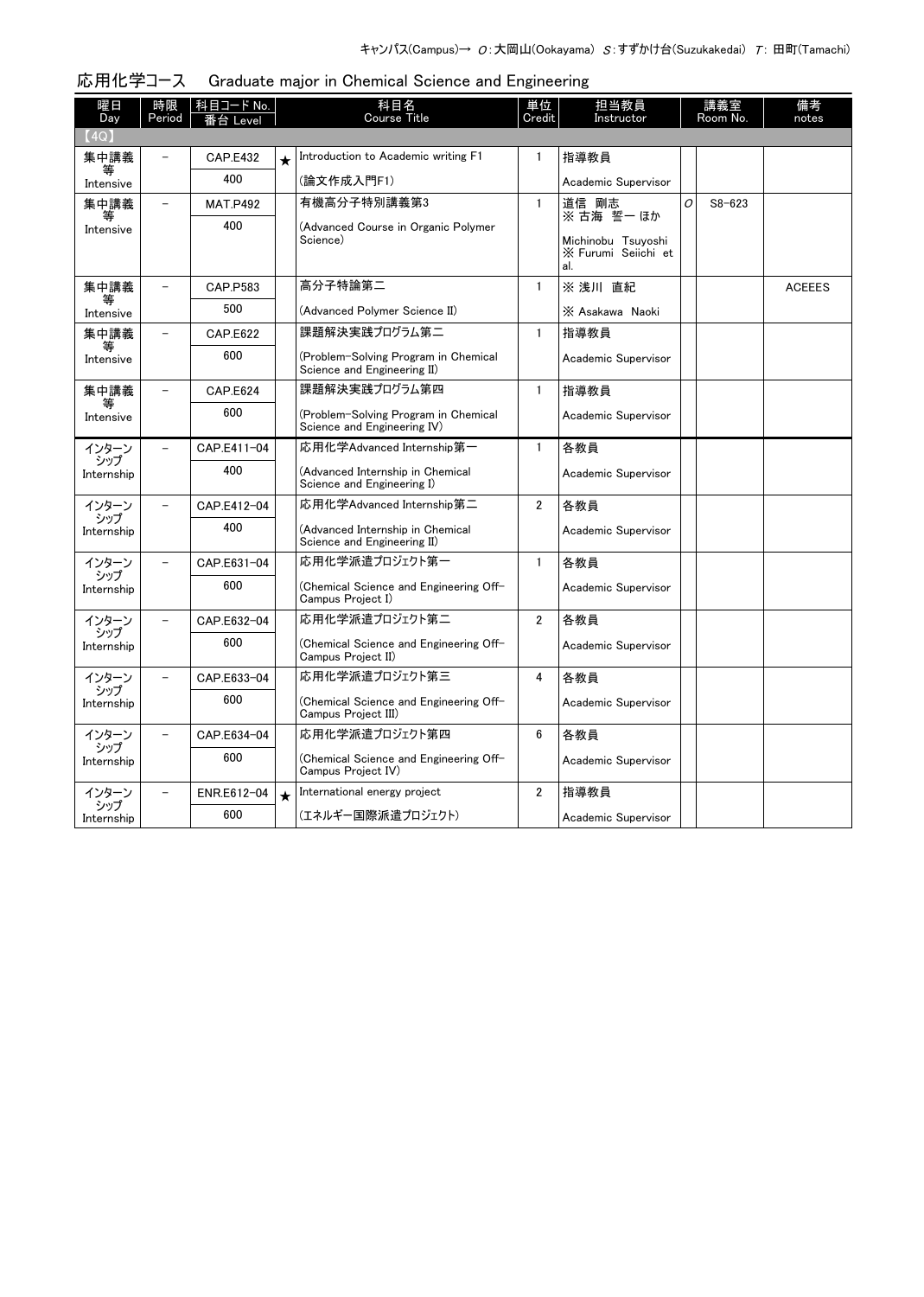キャンパス(Campus)→ O:大岡山(Ookayama) S:すずかけ台(Suzukakedai) T: 田町(Tamachi)

## 応用化学コース　Graduate major in Chemical Science and Engineering

| 曜日 Day | 時限 Period | 科目コード No. 番台 Level | | 科目名 Course Title | 単位 Credit | 担当教員 Instructor | 講義室 Room No. | | 備考 notes |
|---|---|---|---|---|---|---|---|---|---|
| 【4Q】 | | | | | | | | | |
| 集中講義等 Intensive | – | CAP.E432 400 | ★ | Introduction to Academic writing F1 (論文作成入門F1) | 1 | 指導教員 Academic Supervisor | | | |
| 集中講義等 Intensive | – | MAT.P492 400 | | 有機高分子特別講義第3 (Advanced Course in Organic Polymer Science) | 1 | 道信 剛志 ※ 古海 誓一 ほか Michinobu Tsuyoshi ※ Furumi Seiichi et al. | O | S8-623 | |
| 集中講義等 Intensive | – | CAP.P583 500 | | 高分子特論第二 (Advanced Polymer Science II) | 1 | ※ 浅川 直紀 ※ Asakawa Naoki | | | ACEEES |
| 集中講義等 Intensive | – | CAP.E622 600 | | 課題解決実践プログラム第二 (Problem-Solving Program in Chemical Science and Engineering II) | 1 | 指導教員 Academic Supervisor | | | |
| 集中講義等 Intensive | – | CAP.E624 600 | | 課題解決実践プログラム第四 (Problem-Solving Program in Chemical Science and Engineering IV) | 1 | 指導教員 Academic Supervisor | | | |
| インターンシップ Internship | – | CAP.E411-04 400 | | 応用化学Advanced Internship第一 (Advanced Internship in Chemical Science and Engineering I) | 1 | 各教員 Academic Supervisor | | | |
| インターンシップ Internship | – | CAP.E412-04 400 | | 応用化学Advanced Internship第二 (Advanced Internship in Chemical Science and Engineering II) | 2 | 各教員 Academic Supervisor | | | |
| インターンシップ Internship | – | CAP.E631-04 600 | | 応用化学派遣プロジェクト第一 (Chemical Science and Engineering Off-Campus Project I) | 1 | 各教員 Academic Supervisor | | | |
| インターンシップ Internship | – | CAP.E632-04 600 | | 応用化学派遣プロジェクト第二 (Chemical Science and Engineering Off-Campus Project II) | 2 | 各教員 Academic Supervisor | | | |
| インターンシップ Internship | – | CAP.E633-04 600 | | 応用化学派遣プロジェクト第三 (Chemical Science and Engineering Off-Campus Project III) | 4 | 各教員 Academic Supervisor | | | |
| インターンシップ Internship | – | CAP.E634-04 600 | | 応用化学派遣プロジェクト第四 (Chemical Science and Engineering Off-Campus Project IV) | 6 | 各教員 Academic Supervisor | | | |
| インターンシップ Internship | – | ENR.E612-04 600 | ★ | International energy project (エネルギー国際派遣プロジェクト) | 2 | 指導教員 Academic Supervisor | | | |